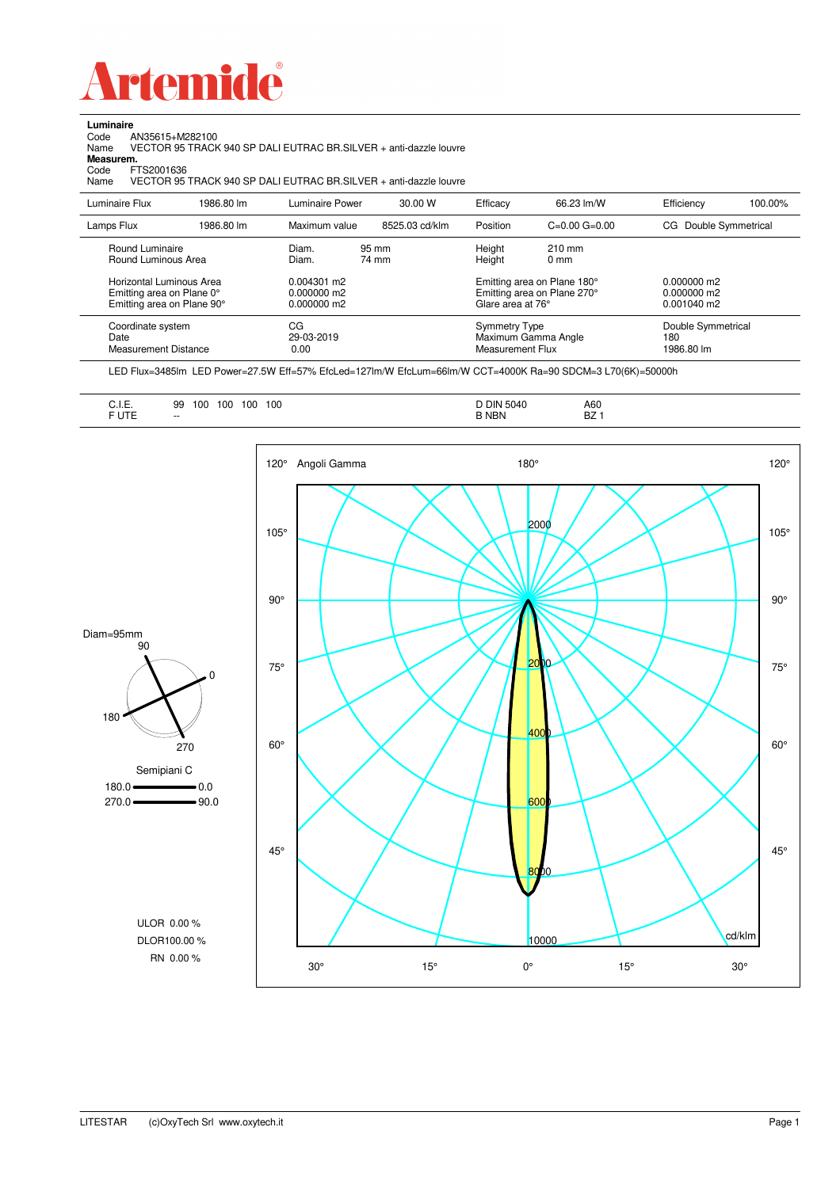# Artemide

**Luminaire**

Code AN35615+M282100

Name VECTOR 95 TRACK 940 SP DALI EUTRAC BR.SILVER + anti-dazzle louvre

**Measurem.**

Code FTS2001636

Name VECTOR 95 TRACK 940 SP DALI EUTRAC BR.SILVER + anti-dazzle louvre

| | | | | | | | |
|---|---|---|---|---|---|---|---|
| Luminaire Flux | 1986.80 lm | Luminaire Power | 30.00 W | Efficacy | 66.23 lm/W | Efficiency | 100.00% |
| Lamps Flux | 1986.80 lm | Maximum value | 8525.03 cd/klm | Position | C=0.00 G=0.00 | CG | Double Symmetrical |

| | | | | | |
|---|---|---|---|---|---|
| Round Luminaire | Diam. | 95 mm | Height | 210 mm | |
| Round Luminous Area | Diam. | 74 mm | Height | 0 mm | |
| Horizontal Luminous Area | 0.004301 m2 | | Emitting area on Plane 180° | | 0.000000 m2 |
| Emitting area on Plane 0° | 0.000000 m2 | | Emitting area on Plane 270° | | 0.000000 m2 |
| Emitting area on Plane 90° | 0.000000 m2 | | Glare area at 76° | | 0.001040 m2 |
| Coordinate system | CG | | Symmetry Type | | Double Symmetrical |
| Date | 29-03-2019 | | Maximum Gamma Angle | | 180 |
| Measurement Distance | 0.00 | | Measurement Flux | | 1986.80 lm |

LED Flux=3485lm LED Power=27.5W Eff=57% EfcLed=127lm/W EfcLum=66lm/W CCT=4000K Ra=90 SDCM=3 L70(6K)=50000h

| | | | |
|---|---|---|---|
| C.I.E. | 99 100 100 100 100 | D DIN 5040 | A60 |
| F UTE | -- | B NBN | BZ 1 |

Diam=95mm

Semipiani C

180.0 — 0.0

270.0 — 90.0

ULOR 0.00 %

DLOR100.00 %

RN 0.00 %

Angoli Gamma — cd/klm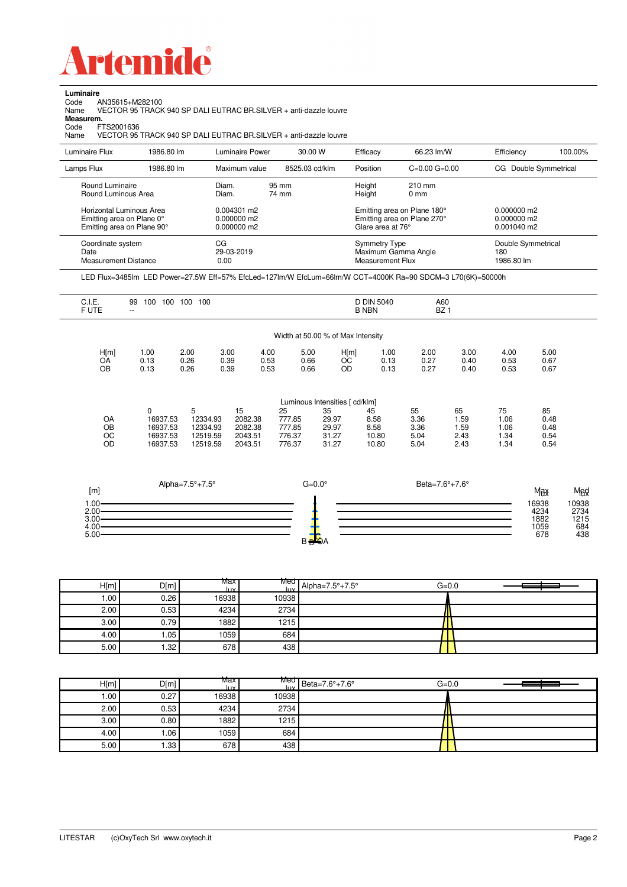# Artemide

**Luminaire**

Code AN35615+M282100

Name VECTOR 95 TRACK 940 SP DALI EUTRAC BR.SILVER + anti-dazzle louvre

**Measurem.**

Code FTS2001636

Name VECTOR 95 TRACK 940 SP DALI EUTRAC BR.SILVER + anti-dazzle louvre

| | | | | | | | |
|---|---|---|---|---|---|---|---|
| Luminaire Flux | 1986.80 lm | Luminaire Power | 30.00 W | Efficacy | 66.23 lm/W | Efficiency | 100.00% |
| Lamps Flux | 1986.80 lm | Maximum value | 8525.03 cd/klm | Position | C=0.00 G=0.00 | CG Double Symmetrical | |

| | | | | | |
|---|---|---|---|---|---|
| Round Luminaire | Diam. | 95 mm | Height | 210 mm | |
| Round Luminous Area | Diam. | 74 mm | Height | 0 mm | |
| Horizontal Luminous Area | 0.004301 m2 | | Emitting area on Plane 180° | 0.000000 m2 | |
| Emitting area on Plane 0° | 0.000000 m2 | | Emitting area on Plane 270° | 0.000000 m2 | |
| Emitting area on Plane 90° | 0.000000 m2 | | Glare area at 76° | 0.001040 m2 | |
| Coordinate system | CG | | Symmetry Type | Double Symmetrical | |
| Date | 29-03-2019 | | Maximum Gamma Angle | 180 | |
| Measurement Distance | 0.00 | | Measurement Flux | 1986.80 lm | |

LED Flux=3485lm LED Power=27.5W Eff=57% EfcLed=127lm/W EfcLum=66lm/W CCT=4000K Ra=90 SDCM=3 L70(6K)=50000h

| | | | |
|---|---|---|---|
| C.I.E. | 99 100 100 100 100 | D DIN 5040 | A60 |
| F UTE | -- | B NBN | BZ 1 |

Width at 50.00 % of Max Intensity

| H[m] | 1.00 | 2.00 | 3.00 | 4.00 | 5.00 | H[m] | 1.00 | 2.00 | 3.00 | 4.00 | 5.00 |
|---|---|---|---|---|---|---|---|---|---|---|---|
| OA | 0.13 | 0.26 | 0.39 | 0.53 | 0.66 | OC | 0.13 | 0.27 | 0.40 | 0.53 | 0.67 |
| OB | 0.13 | 0.26 | 0.39 | 0.53 | 0.66 | OD | 0.13 | 0.27 | 0.40 | 0.53 | 0.67 |

Luminous Intensities [ cd/klm]

| | 0 | 5 | 15 | 25 | 35 | 45 | 55 | 65 | 75 | 85 |
|---|---|---|---|---|---|---|---|---|---|---|
| OA | 16937.53 | 12334.93 | 2082.38 | 777.85 | 29.97 | 8.58 | 3.36 | 1.59 | 1.06 | 0.48 |
| OB | 16937.53 | 12334.93 | 2082.38 | 777.85 | 29.97 | 8.58 | 3.36 | 1.59 | 1.06 | 0.48 |
| OC | 16937.53 | 12519.59 | 2043.51 | 776.37 | 31.27 | 10.80 | 5.04 | 2.43 | 1.34 | 0.54 |
| OD | 16937.53 | 12519.59 | 2043.51 | 776.37 | 31.27 | 10.80 | 5.04 | 2.43 | 1.34 | 0.54 |

[m]
Alpha=7.5°+7.5°
G=0.0°
Beta=7.6°+7.6°
Max lux
Med lux
1.00 2.00 3.00 4.00 5.00
16938 4234 1882 1059 678
10938 2734 1215 684 438
B D C A

| H[m] | D[m] | Max lux | Med lux | Alpha=7.5°+7.5° | G=0.0 |
|---|---|---|---|---|---|
| 1.00 | 0.26 | 16938 | 10938 | | |
| 2.00 | 0.53 | 4234 | 2734 | | |
| 3.00 | 0.79 | 1882 | 1215 | | |
| 4.00 | 1.05 | 1059 | 684 | | |
| 5.00 | 1.32 | 678 | 438 | | |

| H[m] | D[m] | Max lux | Med lux | Beta=7.6°+7.6° | G=0.0 |
|---|---|---|---|---|---|
| 1.00 | 0.27 | 16938 | 10938 | | |
| 2.00 | 0.53 | 4234 | 2734 | | |
| 3.00 | 0.80 | 1882 | 1215 | | |
| 4.00 | 1.06 | 1059 | 684 | | |
| 5.00 | 1.33 | 678 | 438 | | |

LITESTAR (c)OxyTech Srl www.oxytech.it